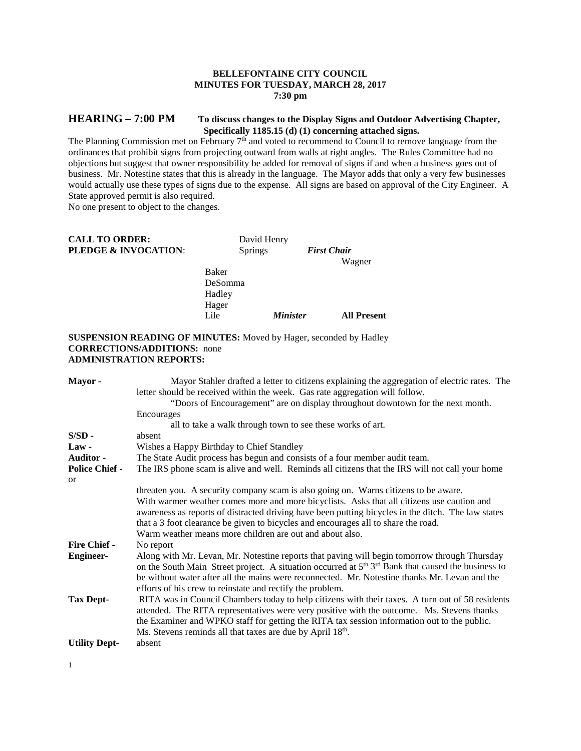**BELLEFONTAINE CITY COUNCIL**
**MINUTES FOR TUESDAY, MARCH 28, 2017**
**7:30 pm**

## HEARING – 7:00 PM **To discuss changes to the Display Signs and Outdoor Advertising Chapter, Specifically 1185.15 (d) (1) concerning attached signs.**

The Planning Commission met on February 7th and voted to recommend to Council to remove language from the ordinances that prohibit signs from projecting outward from walls at right angles. The Rules Committee had no objections but suggest that owner responsibility be added for removal of signs if and when a business goes out of business. Mr. Notestine states that this is already in the language. The Mayor adds that only a very few businesses would actually use these types of signs due to the expense. All signs are based on approval of the City Engineer. A State approved permit is also required.
No one present to object to the changes.

**CALL TO ORDER:** David Henry
**PLEDGE & INVOCATION**: Springs *First Chair* Wagner

Baker
DeSomma
Hadley
Hager
Lile *Minister* **All Present**

**SUSPENSION READING OF MINUTES:** Moved by Hager, seconded by Hadley
**CORRECTIONS/ADDITIONS:** none
**ADMINISTRATION REPORTS:**

**Mayor -** Mayor Stahler drafted a letter to citizens explaining the aggregation of electric rates. The letter should be received within the week. Gas rate aggregation will follow.
"Doors of Encouragement" are on display throughout downtown for the next month. Encourages all to take a walk through town to see these works of art.

**S/SD -** absent

**Law -** Wishes a Happy Birthday to Chief Standley

**Auditor -** The State Audit process has begun and consists of a four member audit team.

**Police Chief -** The IRS phone scam is alive and well. Reminds all citizens that the IRS will not call your home or threaten you. A security company scam is also going on. Warns citizens to be aware.
With warmer weather comes more and more bicyclists. Asks that all citizens use caution and awareness as reports of distracted driving have been putting bicycles in the ditch. The law states that a 3 foot clearance be given to bicycles and encourages all to share the road.
Warm weather means more children are out and about also.

**Fire Chief -** No report

**Engineer-** Along with Mr. Levan, Mr. Notestine reports that paving will begin tomorrow through Thursday on the South Main Street project. A situation occurred at 5th 3rd Bank that caused the business to be without water after all the mains were reconnected. Mr. Notestine thanks Mr. Levan and the efforts of his crew to reinstate and rectify the problem.

**Tax Dept-** RITA was in Council Chambers today to help citizens with their taxes. A turn out of 58 residents attended. The RITA representatives were very positive with the outcome. Ms. Stevens thanks the Examiner and WPKO staff for getting the RITA tax session information out to the public. Ms. Stevens reminds all that taxes are due by April 18th.

**Utility Dept-** absent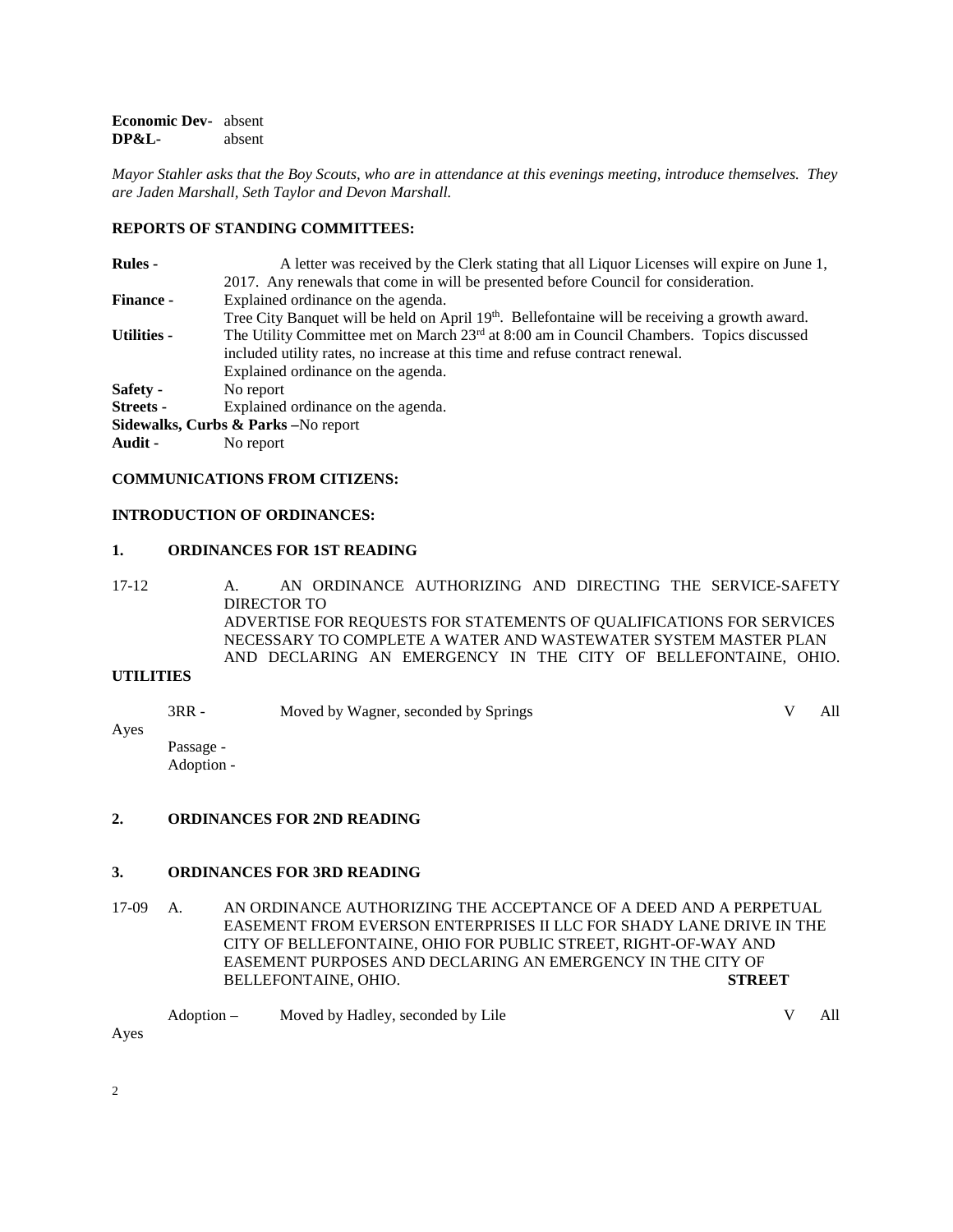**Economic Dev-** absent
**DP&L-** absent

*Mayor Stahler asks that the Boy Scouts, who are in attendance at this evenings meeting, introduce themselves. They are Jaden Marshall, Seth Taylor and Devon Marshall.*

**REPORTS OF STANDING COMMITTEES:**

**Rules -** A letter was received by the Clerk stating that all Liquor Licenses will expire on June 1, 2017. Any renewals that come in will be presented before Council for consideration.

**Finance -** Explained ordinance on the agenda.
Tree City Banquet will be held on April 19th. Bellefontaine will be receiving a growth award.

**Utilities -** The Utility Committee met on March 23rd at 8:00 am in Council Chambers. Topics discussed included utility rates, no increase at this time and refuse contract renewal.
Explained ordinance on the agenda.

**Safety -** No report

**Streets -** Explained ordinance on the agenda.

**Sidewalks, Curbs & Parks –**No report

**Audit -** No report

**COMMUNICATIONS FROM CITIZENS:**

**INTRODUCTION OF ORDINANCES:**

**1. ORDINANCES FOR 1ST READING**

17-12 A. AN ORDINANCE AUTHORIZING AND DIRECTING THE SERVICE-SAFETY DIRECTOR TO
ADVERTISE FOR REQUESTS FOR STATEMENTS OF QUALIFICATIONS FOR SERVICES NECESSARY TO COMPLETE A WATER AND WASTEWATER SYSTEM MASTER PLAN AND DECLARING AN EMERGENCY IN THE CITY OF BELLEFONTAINE, OHIO. **UTILITIES**

3RR - Moved by Wagner, seconded by Springs V All Ayes
Passage -
Adoption -

**2. ORDINANCES FOR 2ND READING**

**3. ORDINANCES FOR 3RD READING**

17-09 A. AN ORDINANCE AUTHORIZING THE ACCEPTANCE OF A DEED AND A PERPETUAL EASEMENT FROM EVERSON ENTERPRISES II LLC FOR SHADY LANE DRIVE IN THE CITY OF BELLEFONTAINE, OHIO FOR PUBLIC STREET, RIGHT-OF-WAY AND EASEMENT PURPOSES AND DECLARING AN EMERGENCY IN THE CITY OF BELLEFONTAINE, OHIO. **STREET**

Adoption – Moved by Hadley, seconded by Lile V All Ayes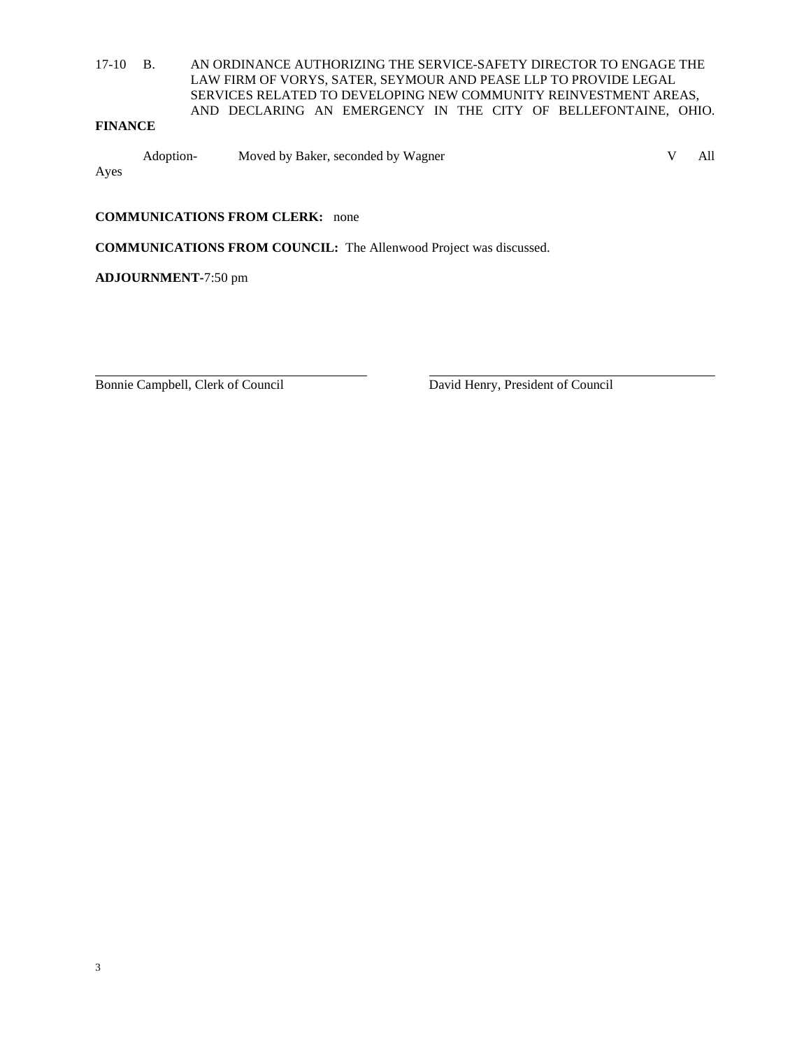17-10 B. AN ORDINANCE AUTHORIZING THE SERVICE-SAFETY DIRECTOR TO ENGAGE THE LAW FIRM OF VORYS, SATER, SEYMOUR AND PEASE LLP TO PROVIDE LEGAL SERVICES RELATED TO DEVELOPING NEW COMMUNITY REINVESTMENT AREAS, AND DECLARING AN EMERGENCY IN THE CITY OF BELLEFONTAINE, OHIO.

**FINANCE**

Adoption- Moved by Baker, seconded by Wagner V All Ayes

**COMMUNICATIONS FROM CLERK:** none

**COMMUNICATIONS FROM COUNCIL:** The Allenwood Project was discussed.

**ADJOURNMENT**-7:50 pm

Bonnie Campbell, Clerk of Council

David Henry, President of Council